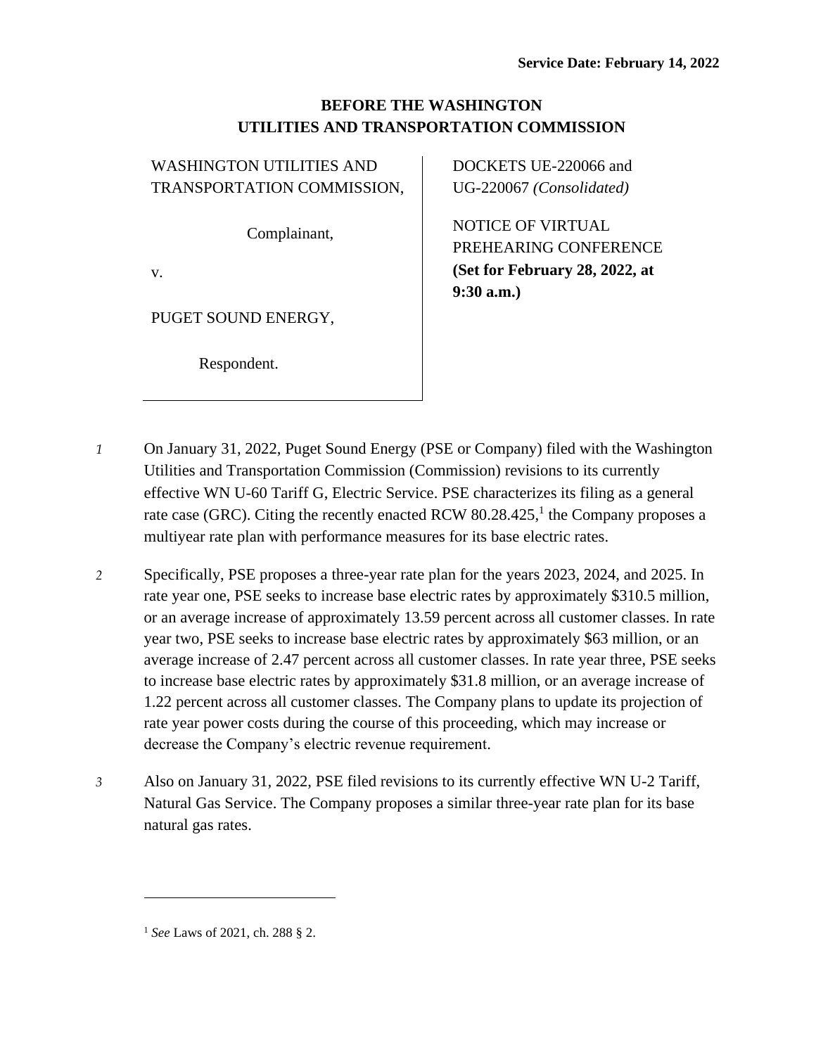**Service Date: February 14, 2022**

**BEFORE THE WASHINGTON UTILITIES AND TRANSPORTATION COMMISSION**

| | |
|---|---|
| WASHINGTON UTILITIES AND TRANSPORTATION COMMISSION,<br><br>Complainant,<br><br>v.<br><br>PUGET SOUND ENERGY,<br><br>Respondent. | DOCKETS UE-220066 and UG-220067 *(Consolidated)*<br><br>NOTICE OF VIRTUAL PREHEARING CONFERENCE **(Set for February 28, 2022, at 9:30 a.m.)** |

*1* On January 31, 2022, Puget Sound Energy (PSE or Company) filed with the Washington Utilities and Transportation Commission (Commission) revisions to its currently effective WN U-60 Tariff G, Electric Service. PSE characterizes its filing as a general rate case (GRC). Citing the recently enacted RCW 80.28.425,[1] the Company proposes a multiyear rate plan with performance measures for its base electric rates.

*2* Specifically, PSE proposes a three-year rate plan for the years 2023, 2024, and 2025. In rate year one, PSE seeks to increase base electric rates by approximately $310.5 million, or an average increase of approximately 13.59 percent across all customer classes. In rate year two, PSE seeks to increase base electric rates by approximately $63 million, or an average increase of 2.47 percent across all customer classes. In rate year three, PSE seeks to increase base electric rates by approximately $31.8 million, or an average increase of 1.22 percent across all customer classes. The Company plans to update its projection of rate year power costs during the course of this proceeding, which may increase or decrease the Company's electric revenue requirement.

*3* Also on January 31, 2022, PSE filed revisions to its currently effective WN U-2 Tariff, Natural Gas Service. The Company proposes a similar three-year rate plan for its base natural gas rates.

---

[1] *See* Laws of 2021, ch. 288 § 2.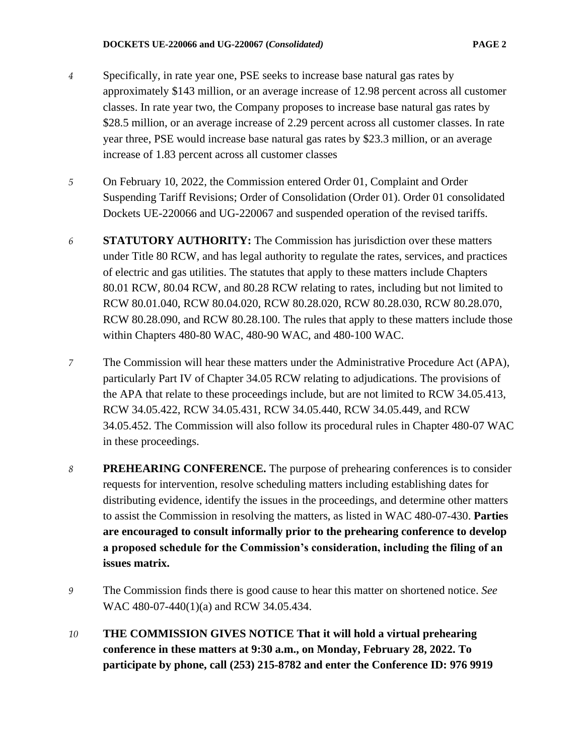*4* Specifically, in rate year one, PSE seeks to increase base natural gas rates by approximately $143 million, or an average increase of 12.98 percent across all customer classes. In rate year two, the Company proposes to increase base natural gas rates by $28.5 million, or an average increase of 2.29 percent across all customer classes. In rate year three, PSE would increase base natural gas rates by $23.3 million, or an average increase of 1.83 percent across all customer classes

*5* On February 10, 2022, the Commission entered Order 01, Complaint and Order Suspending Tariff Revisions; Order of Consolidation (Order 01). Order 01 consolidated Dockets UE-220066 and UG-220067 and suspended operation of the revised tariffs.

*6* **STATUTORY AUTHORITY:** The Commission has jurisdiction over these matters under Title 80 RCW, and has legal authority to regulate the rates, services, and practices of electric and gas utilities. The statutes that apply to these matters include Chapters 80.01 RCW, 80.04 RCW, and 80.28 RCW relating to rates, including but not limited to RCW 80.01.040, RCW 80.04.020, RCW 80.28.020, RCW 80.28.030, RCW 80.28.070, RCW 80.28.090, and RCW 80.28.100. The rules that apply to these matters include those within Chapters 480-80 WAC, 480-90 WAC, and 480-100 WAC.

*7* The Commission will hear these matters under the Administrative Procedure Act (APA), particularly Part IV of Chapter 34.05 RCW relating to adjudications. The provisions of the APA that relate to these proceedings include, but are not limited to RCW 34.05.413, RCW 34.05.422, RCW 34.05.431, RCW 34.05.440, RCW 34.05.449, and RCW 34.05.452. The Commission will also follow its procedural rules in Chapter 480-07 WAC in these proceedings.

*8* **PREHEARING CONFERENCE.** The purpose of prehearing conferences is to consider requests for intervention, resolve scheduling matters including establishing dates for distributing evidence, identify the issues in the proceedings, and determine other matters to assist the Commission in resolving the matters, as listed in WAC 480-07-430. **Parties are encouraged to consult informally prior to the prehearing conference to develop a proposed schedule for the Commission's consideration, including the filing of an issues matrix.**

*9* The Commission finds there is good cause to hear this matter on shortened notice. *See* WAC 480-07-440(1)(a) and RCW 34.05.434.

*10* **THE COMMISSION GIVES NOTICE That it will hold a virtual prehearing conference in these matters at 9:30 a.m., on Monday, February 28, 2022. To participate by phone, call (253) 215-8782 and enter the Conference ID: 976 9919**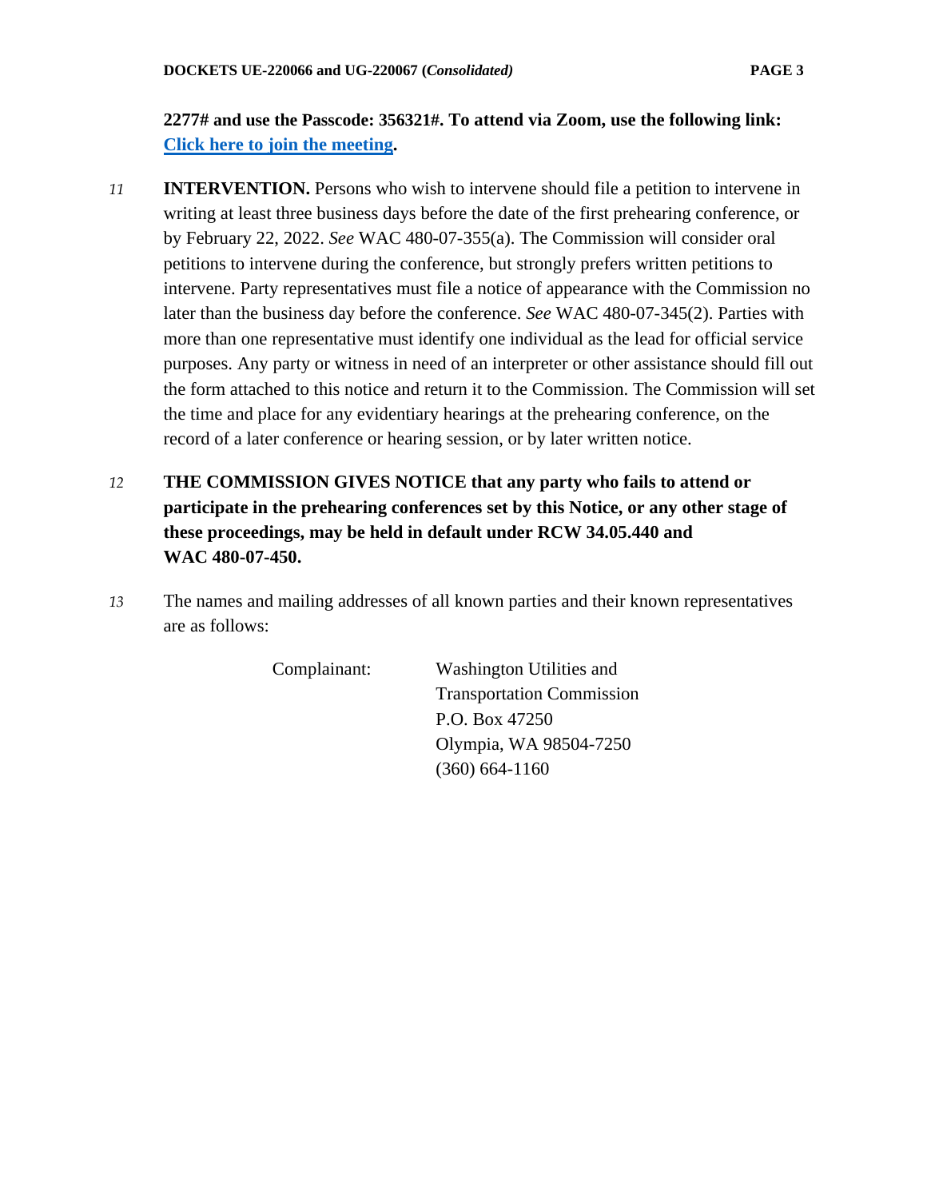**2277# and use the Passcode: 356321#. To attend via Zoom, use the following link: Click here to join the meeting.**

11 **INTERVENTION.** Persons who wish to intervene should file a petition to intervene in writing at least three business days before the date of the first prehearing conference, or by February 22, 2022. *See* WAC 480-07-355(a). The Commission will consider oral petitions to intervene during the conference, but strongly prefers written petitions to intervene. Party representatives must file a notice of appearance with the Commission no later than the business day before the conference. *See* WAC 480-07-345(2). Parties with more than one representative must identify one individual as the lead for official service purposes. Any party or witness in need of an interpreter or other assistance should fill out the form attached to this notice and return it to the Commission. The Commission will set the time and place for any evidentiary hearings at the prehearing conference, on the record of a later conference or hearing session, or by later written notice.

12 **THE COMMISSION GIVES NOTICE that any party who fails to attend or participate in the prehearing conferences set by this Notice, or any other stage of these proceedings, may be held in default under RCW 34.05.440 and WAC 480-07-450.**

13 The names and mailing addresses of all known parties and their known representatives are as follows:

Complainant: Washington Utilities and Transportation Commission
P.O. Box 47250
Olympia, WA 98504-7250
(360) 664-1160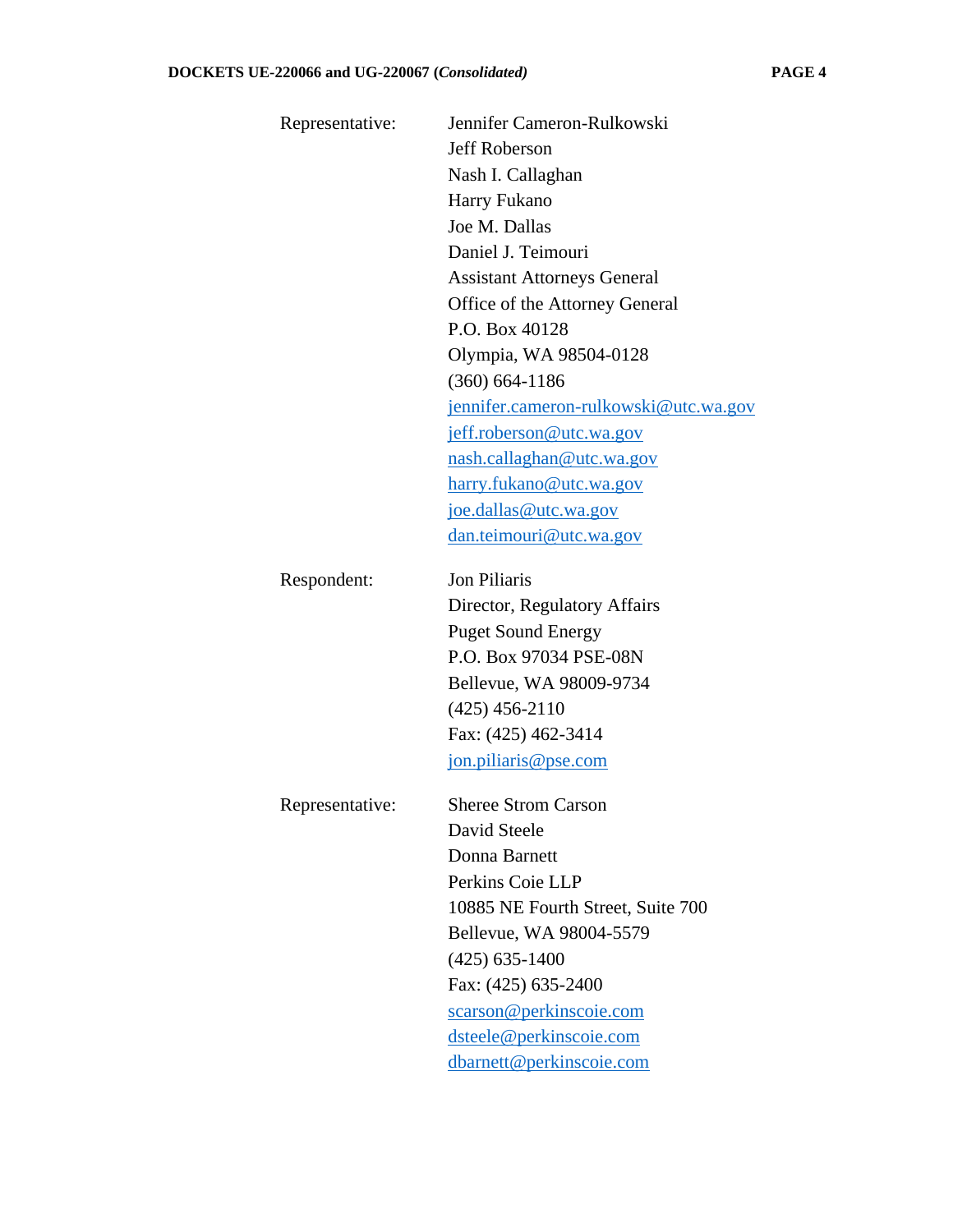Representative: Jennifer Cameron-Rulkowski
Jeff Roberson
Nash I. Callaghan
Harry Fukano
Joe M. Dallas
Daniel J. Teimouri
Assistant Attorneys General
Office of the Attorney General
P.O. Box 40128
Olympia, WA 98504-0128
(360) 664-1186
jennifer.cameron-rulkowski@utc.wa.gov
jeff.roberson@utc.wa.gov
nash.callaghan@utc.wa.gov
harry.fukano@utc.wa.gov
joe.dallas@utc.wa.gov
dan.teimouri@utc.wa.gov

Respondent: Jon Piliaris
Director, Regulatory Affairs
Puget Sound Energy
P.O. Box 97034 PSE-08N
Bellevue, WA 98009-9734
(425) 456-2110
Fax: (425) 462-3414
jon.piliaris@pse.com

Representative: Sheree Strom Carson
David Steele
Donna Barnett
Perkins Coie LLP
10885 NE Fourth Street, Suite 700
Bellevue, WA 98004-5579
(425) 635-1400
Fax: (425) 635-2400
scarson@perkinscoie.com
dsteele@perkinscoie.com
dbarnett@perkinscoie.com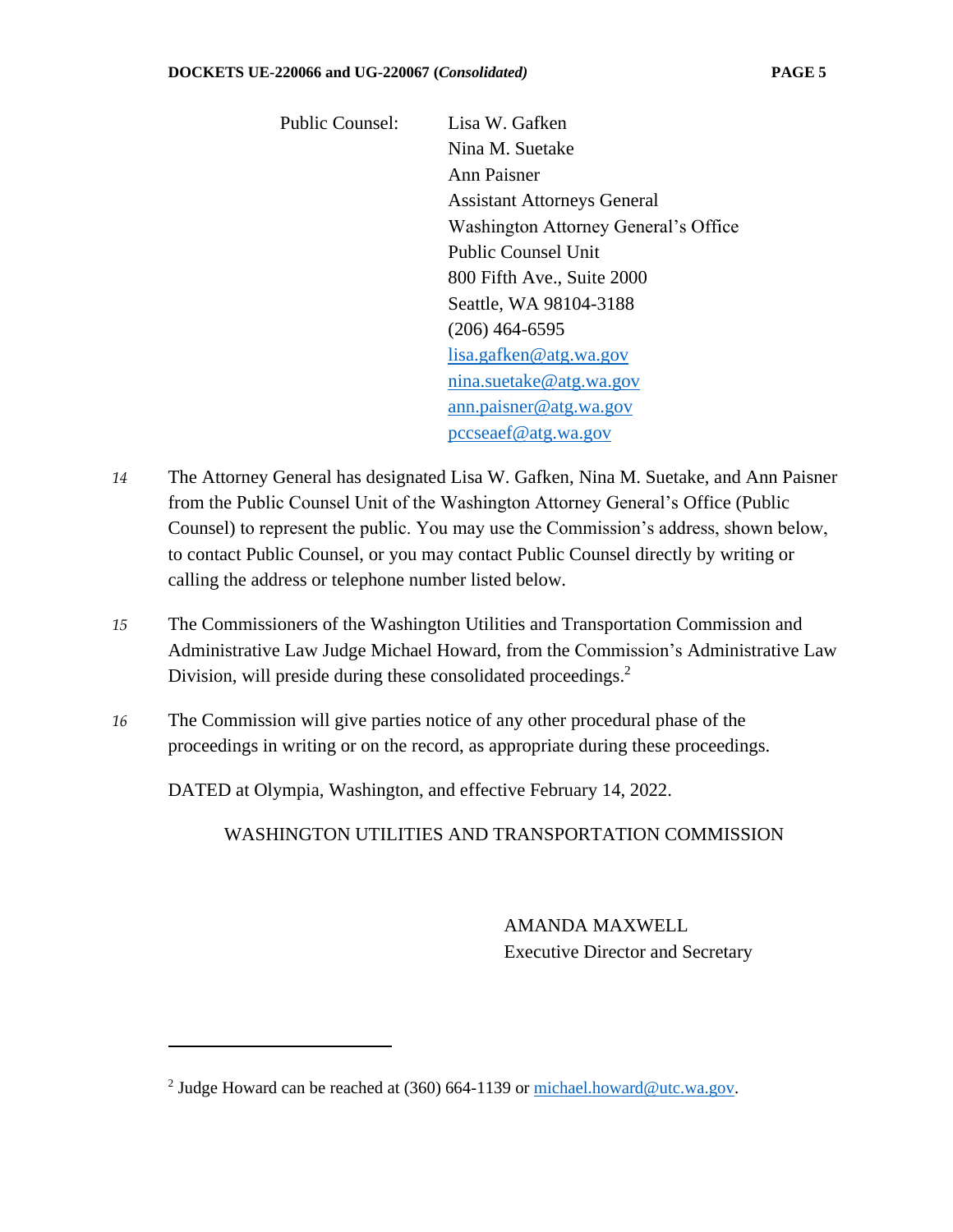Public Counsel: Lisa W. Gafken
Nina M. Suetake
Ann Paisner
Assistant Attorneys General
Washington Attorney General's Office
Public Counsel Unit
800 Fifth Ave., Suite 2000
Seattle, WA 98104-3188
(206) 464-6595
lisa.gafken@atg.wa.gov
nina.suetake@atg.wa.gov
ann.paisner@atg.wa.gov
pccseaef@atg.wa.gov

*14* The Attorney General has designated Lisa W. Gafken, Nina M. Suetake, and Ann Paisner from the Public Counsel Unit of the Washington Attorney General's Office (Public Counsel) to represent the public. You may use the Commission's address, shown below, to contact Public Counsel, or you may contact Public Counsel directly by writing or calling the address or telephone number listed below.

*15* The Commissioners of the Washington Utilities and Transportation Commission and Administrative Law Judge Michael Howard, from the Commission's Administrative Law Division, will preside during these consolidated proceedings.[2]

*16* The Commission will give parties notice of any other procedural phase of the proceedings in writing or on the record, as appropriate during these proceedings.

DATED at Olympia, Washington, and effective February 14, 2022.

WASHINGTON UTILITIES AND TRANSPORTATION COMMISSION

AMANDA MAXWELL
Executive Director and Secretary

---

[2] Judge Howard can be reached at (360) 664-1139 or michael.howard@utc.wa.gov.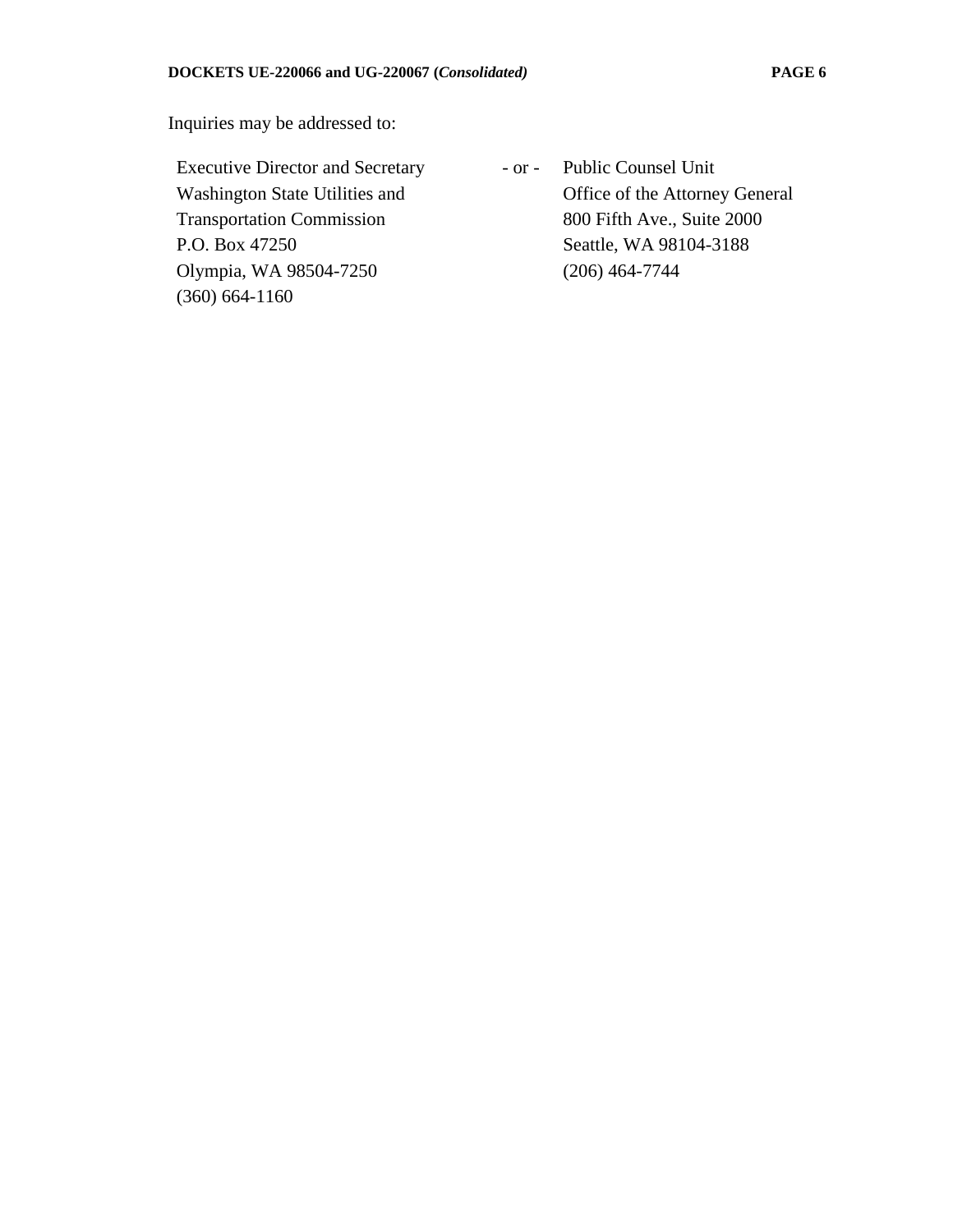Inquiries may be addressed to:

| Executive Director and Secretary | - or - | Public Counsel Unit |
|---|---|---|
| Washington State Utilities and | | Office of the Attorney General |
| Transportation Commission | | 800 Fifth Ave., Suite 2000 |
| P.O. Box 47250 | | Seattle, WA 98104-3188 |
| Olympia, WA 98504-7250 | | (206) 464-7744 |
| (360) 664-1160 | | |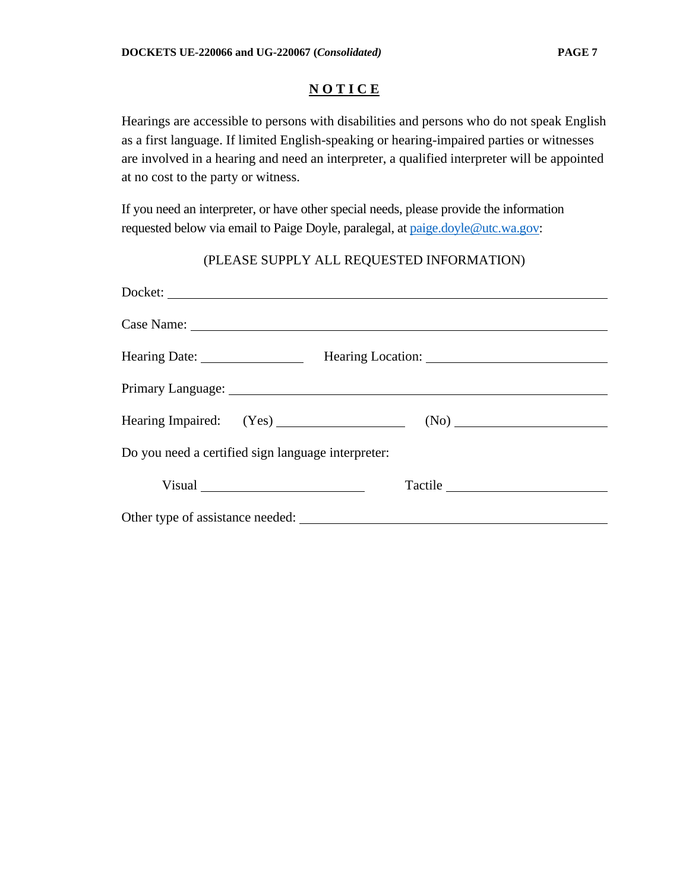## NOTICE

Hearings are accessible to persons with disabilities and persons who do not speak English as a first language. If limited English-speaking or hearing-impaired parties or witnesses are involved in a hearing and need an interpreter, a qualified interpreter will be appointed at no cost to the party or witness.

If you need an interpreter, or have other special needs, please provide the information requested below via email to Paige Doyle, paralegal, at paige.doyle@utc.wa.gov:

(PLEASE SUPPLY ALL REQUESTED INFORMATION)

Docket: ______________________________

Case Name: ______________________________

Hearing Date: ____________ Hearing Location: ____________________

Primary Language: ______________________________

Hearing Impaired: (Yes) ______________ (No) ______________

Do you need a certified sign language interpreter:

Visual ____________________ Tactile ____________________

Other type of assistance needed: ______________________________